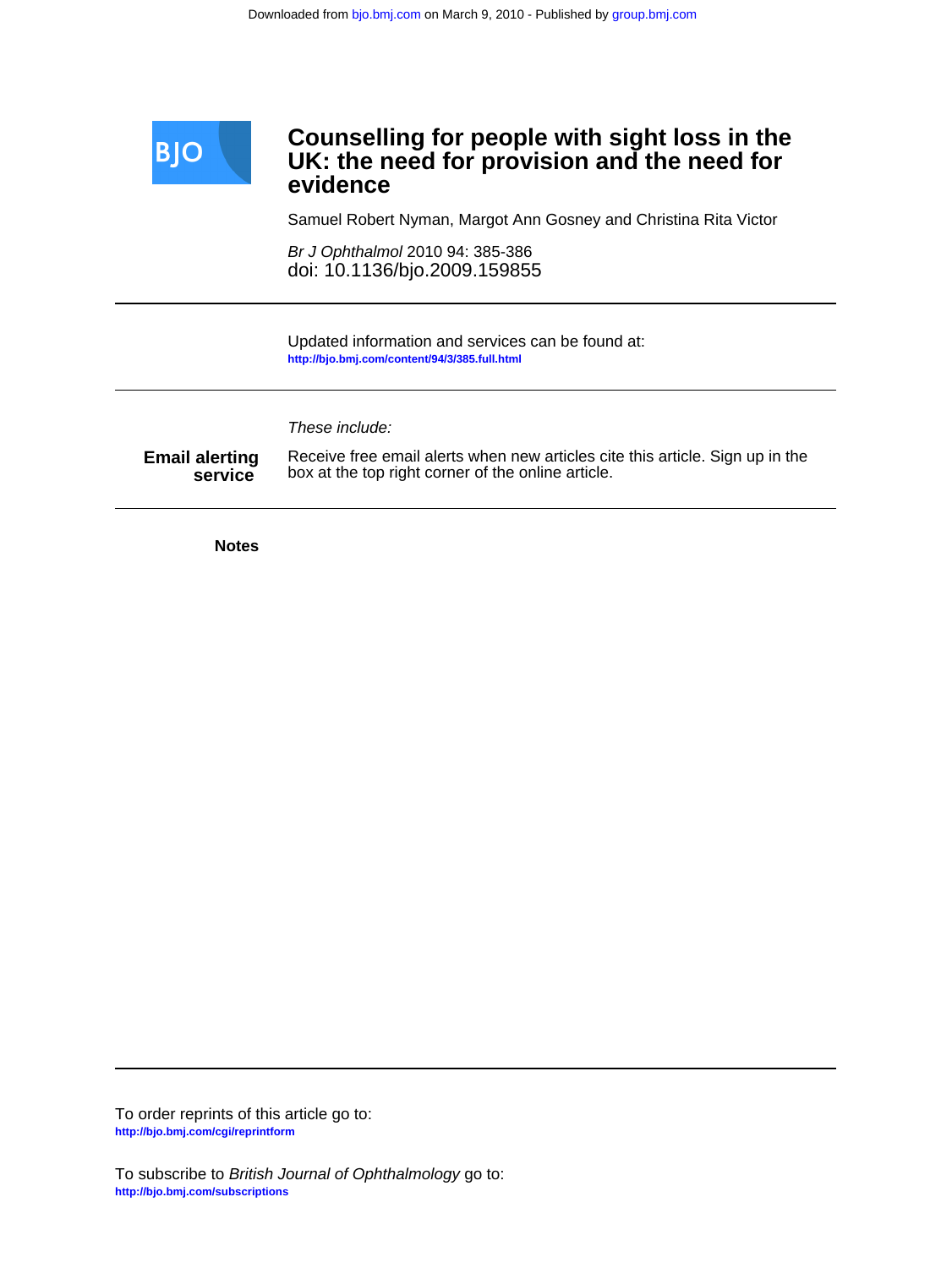# Counselling for people with sight loss in the UK: the need for provision and the need for evidence

Samuel Robert Nyman, Margot Ann Gosney and Christina Rita Victor

*Br J Ophthalmol* 2010 94: 385-386
doi: 10.1136/bjo.2009.159855

Updated information and services can be found at:
http://bjo.bmj.com/content/94/3/385.full.html

*These include:*

**Email alerting service**

Receive free email alerts when new articles cite this article. Sign up in the box at the top right corner of the online article.

**Notes**

To order reprints of this article go to:
http://bjo.bmj.com/cgi/reprintform

To subscribe to *British Journal of Ophthalmology* go to:
http://bjo.bmj.com/subscriptions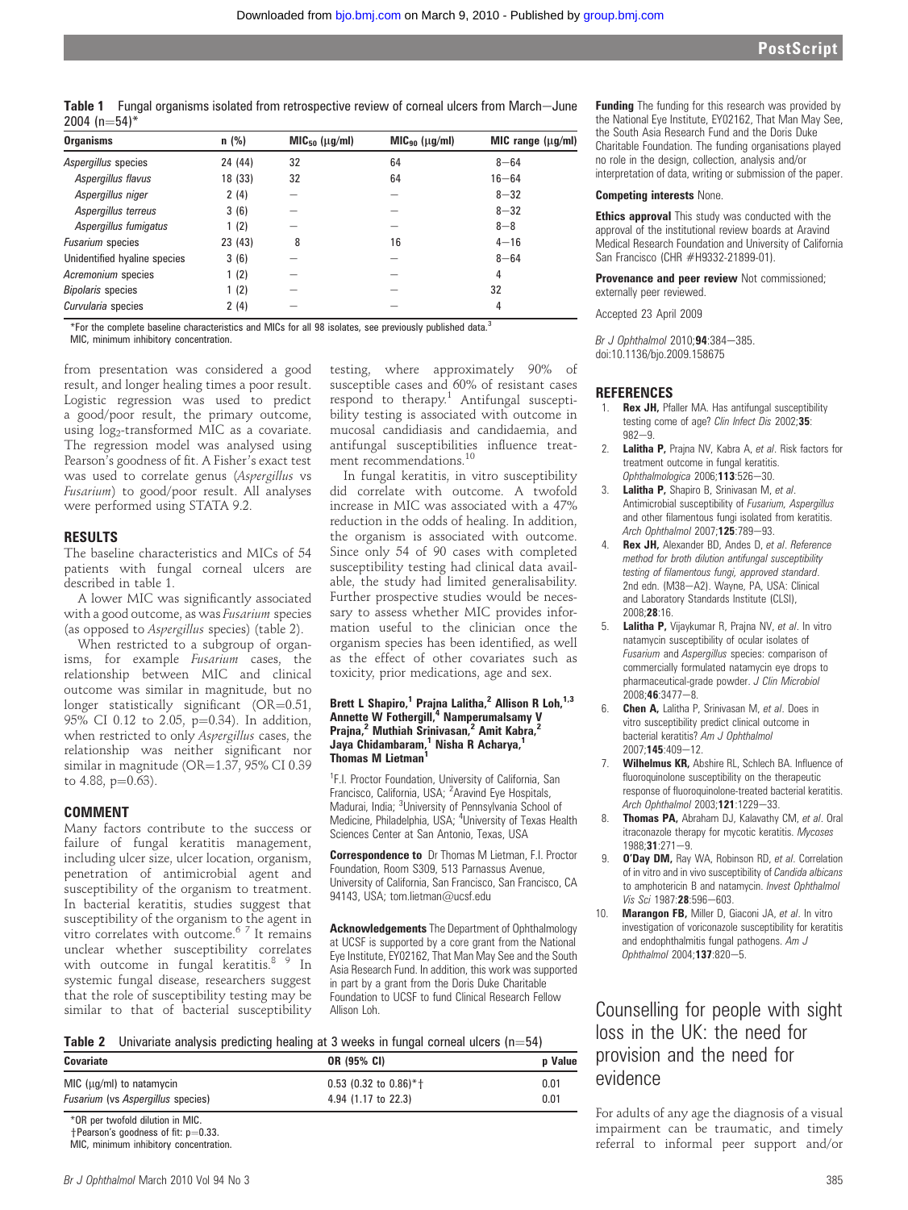**Table 1** Fungal organisms isolated from retrospective review of corneal ulcers from March–June 2004 (n=54)*

| Organisms | n (%) | MIC50 (μg/ml) | MIC90 (μg/ml) | MIC range (μg/ml) |
|---|---|---|---|---|
| *Aspergillus* species | 24 (44) | 32 | 64 | 8–64 |
| *Aspergillus flavus* | 18 (33) | 32 | 64 | 16–64 |
| *Aspergillus niger* | 2 (4) | – | – | 8–32 |
| *Aspergillus terreus* | 3 (6) | – | – | 8–32 |
| *Aspergillus fumigatus* | 1 (2) | – | – | 8–8 |
| *Fusarium* species | 23 (43) | 8 | 16 | 4–16 |
| Unidentified hyaline species | 3 (6) | – | – | 8–64 |
| *Acremonium* species | 1 (2) | – | – | 4 |
| *Bipolaris* species | 1 (2) | – | – | 32 |
| *Curvularia* species | 2 (4) | – | – | 4 |

*For the complete baseline characteristics and MICs for all 98 isolates, see previously published data.[3]
MIC, minimum inhibitory concentration.

from presentation was considered a good result, and longer healing times a poor result. Logistic regression was used to predict a good/poor result, the primary outcome, using $\log_2$-transformed MIC as a covariate. The regression model was analysed using Pearson's goodness of fit. A Fisher's exact test was used to correlate genus (*Aspergillus* vs *Fusarium*) to good/poor result. All analyses were performed using STATA 9.2.

## RESULTS

The baseline characteristics and MICs of 54 patients with fungal corneal ulcers are described in table 1.

A lower MIC was significantly associated with a good outcome, as was *Fusarium* species (as opposed to *Aspergillus* species) (table 2).

When restricted to a subgroup of organisms, for example *Fusarium* cases, the relationship between MIC and clinical outcome was similar in magnitude, but no longer statistically significant (OR=0.51, 95% CI 0.12 to 2.05, p=0.34). In addition, when restricted to only *Aspergillus* cases, the relationship was neither significant nor similar in magnitude (OR=1.37, 95% CI 0.39 to 4.88, p=0.63).

## COMMENT

Many factors contribute to the success or failure of fungal keratitis management, including ulcer size, ulcer location, organism, penetration of antimicrobial agent and susceptibility of the organism to treatment. In bacterial keratitis, studies suggest that susceptibility of the organism to the agent in vitro correlates with outcome.[6 7] It remains unclear whether susceptibility correlates with outcome in fungal keratitis.[8 9] In systemic fungal disease, researchers suggest that the role of susceptibility testing may be similar to that of bacterial susceptibility testing, where approximately 90% of susceptible cases and 60% of resistant cases respond to therapy.[1] Antifungal susceptibility testing is associated with outcome in mucosal candidiasis and candidaemia, and antifungal susceptibilities influence treatment recommendations.[10]

In fungal keratitis, in vitro susceptibility did correlate with outcome. A twofold increase in MIC was associated with a 47% reduction in the odds of healing. In addition, the organism is associated with outcome. Since only 54 of 90 cases with completed susceptibility testing had clinical data available, the study had limited generalisability. Further prospective studies would be necessary to assess whether MIC provides information useful to the clinician once the organism species has been identified, as well as the effect of other covariates such as toxicity, prior medications, age and sex.

**Brett L Shapiro,[1] Prajna Lalitha,[2] Allison R Loh,[1,3] Annette W Fothergill,[4] Namperumalsamy V Prajna,[2] Muthiah Srinivasan,[2] Amit Kabra,[2] Jaya Chidambaram,[1] Nisha R Acharya,[1] Thomas M Lietman[1]**

[1]F.I. Proctor Foundation, University of California, San Francisco, California, USA; [2]Aravind Eye Hospitals, Madurai, India; [3]University of Pennsylvania School of Medicine, Philadelphia, USA; [4]University of Texas Health Sciences Center at San Antonio, Texas, USA

**Correspondence to** Dr Thomas M Lietman, F.I. Proctor Foundation, Room S309, 513 Parnassus Avenue, University of California, San Francisco, San Francisco, CA 94143, USA; tom.lietman@ucsf.edu

**Acknowledgements** The Department of Ophthalmology at UCSF is supported by a core grant from the National Eye Institute, EY02162, That Man May See and the South Asia Research Fund. In addition, this work was supported in part by a grant from the Doris Duke Charitable Foundation to UCSF to fund Clinical Research Fellow Allison Loh.

**Table 2** Univariate analysis predicting healing at 3 weeks in fungal corneal ulcers (n=54)

| Covariate | OR (95% CI) | p Value |
|---|---|---|
| MIC (μg/ml) to natamycin | 0.53 (0.32 to 0.86)*† | 0.01 |
| *Fusarium* (vs *Aspergillus* species) | 4.94 (1.17 to 22.3) | 0.01 |

*OR per twofold dilution in MIC.
†Pearson's goodness of fit: p=0.33.
MIC, minimum inhibitory concentration.

**Funding** The funding for this research was provided by the National Eye Institute, EY02162, That Man May See, the South Asia Research Fund and the Doris Duke Charitable Foundation. The funding organisations played no role in the design, collection, analysis and/or interpretation of data, writing or submission of the paper.

**Competing interests** None.

**Ethics approval** This study was conducted with the approval of the institutional review boards at Aravind Medical Research Foundation and University of California San Francisco (CHR #H9332-21899-01).

**Provenance and peer review** Not commissioned; externally peer reviewed.

Accepted 23 April 2009

*Br J Ophthalmol* 2010;**94**:384–385.
doi:10.1136/bjo.2009.158675

## REFERENCES

1. **Rex JH,** Pfaller MA. Has antifungal susceptibility testing come of age? *Clin Infect Dis* 2002;**35**:982–9.
2. **Lalitha P,** Prajna NV, Kabra A, *et al*. Risk factors for treatment outcome in fungal keratitis. *Ophthalmologica* 2006;**113**:526–30.
3. **Lalitha P,** Shapiro B, Srinivasan M, *et al*. Antimicrobial susceptibility of *Fusarium, Aspergillus* and other filamentous fungi isolated from keratitis. *Arch Ophthalmol* 2007;**125**:789–93.
4. **Rex JH,** Alexander BD, Andes D, *et al*. *Reference method for broth dilution antifungal susceptibility testing of filamentous fungi, approved standard*. 2nd edn. (M38–A2). Wayne, PA, USA: Clinical and Laboratory Standards Institute (CLSI), 2008;**28**:16.
5. **Lalitha P,** Vijaykumar R, Prajna NV, *et al*. In vitro natamycin susceptibility of ocular isolates of *Fusarium* and *Aspergillus* species: comparison of commercially formulated natamycin eye drops to pharmaceutical-grade powder. *J Clin Microbiol* 2008;**46**:3477–8.
6. **Chen A,** Lalitha P, Srinivasan M, *et al*. Does in vitro susceptibility predict clinical outcome in bacterial keratitis? *Am J Ophthalmol* 2007;**145**:409–12.
7. **Wilhelmus KR,** Abshire RL, Schlech BA. Influence of fluoroquinolone susceptibility on the therapeutic response of fluoroquinolone-treated bacterial keratitis. *Arch Ophthalmol* 2003;**121**:1229–33.
8. **Thomas PA,** Abraham DJ, Kalavathy CM, *et al*. Oral itraconazole therapy for mycotic keratitis. *Mycoses* 1988;**31**:271–9.
9. **O'Day DM,** Ray WA, Robinson RD, *et al*. Correlation of in vitro and in vivo susceptibility of *Candida albicans* to amphotericin B and natamycin. *Invest Ophthalmol Vis Sci* 1987:**28**:596–603.
10. **Marangon FB,** Miller D, Giaconi JA, *et al*. In vitro investigation of voriconazole susceptibility for keratitis and endophthalmitis fungal pathogens. *Am J Ophthalmol* 2004;**137**:820–5.

# Counselling for people with sight loss in the UK: the need for provision and the need for evidence

For adults of any age the diagnosis of a visual impairment can be traumatic, and timely referral to informal peer support and/or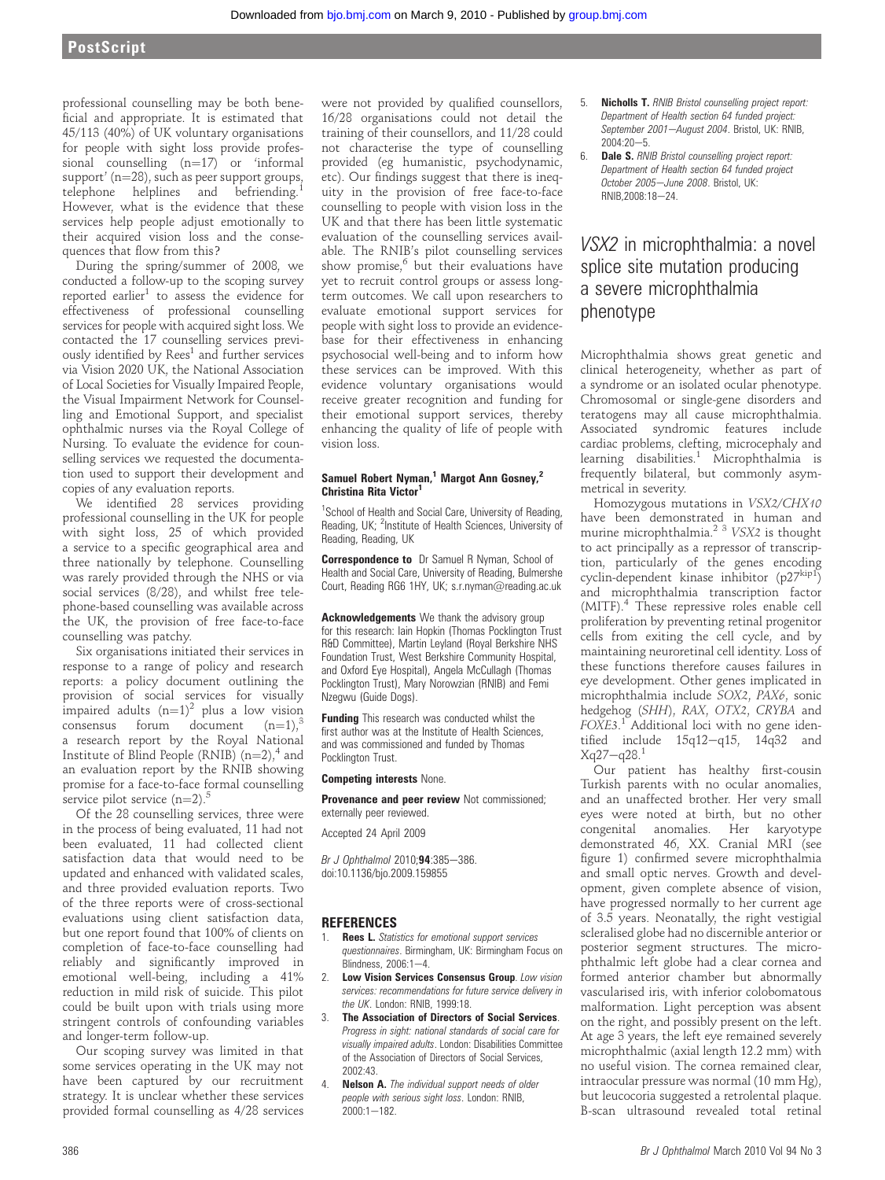professional counselling may be both beneficial and appropriate. It is estimated that 45/113 (40%) of UK voluntary organisations for people with sight loss provide professional counselling (n=17) or 'informal support' (n=28), such as peer support groups, telephone helplines and befriending.[1] However, what is the evidence that these services help people adjust emotionally to their acquired vision loss and the consequences that flow from this?

During the spring/summer of 2008, we conducted a follow-up to the scoping survey reported earlier[1] to assess the evidence for effectiveness of professional counselling services for people with acquired sight loss. We contacted the 17 counselling services previously identified by Rees[1] and further services via Vision 2020 UK, the National Association of Local Societies for Visually Impaired People, the Visual Impairment Network for Counselling and Emotional Support, and specialist ophthalmic nurses via the Royal College of Nursing. To evaluate the evidence for counselling services we requested the documentation used to support their development and copies of any evaluation reports.

We identified 28 services providing professional counselling in the UK for people with sight loss, 25 of which provided a service to a specific geographical area and three nationally by telephone. Counselling was rarely provided through the NHS or via social services (8/28), and whilst free telephone-based counselling was available across the UK, the provision of free face-to-face counselling was patchy.

Six organisations initiated their services in response to a range of policy and research reports: a policy document outlining the provision of social services for visually impaired adults (n=1)[2] plus a low vision consensus forum document (n=1),[3] a research report by the Royal National Institute of Blind People (RNIB) (n=2),[4] and an evaluation report by the RNIB showing promise for a face-to-face formal counselling service pilot service (n=2).[5]

Of the 28 counselling services, three were in the process of being evaluated, 11 had not been evaluated, 11 had collected client satisfaction data that would need to be updated and enhanced with validated scales, and three provided evaluation reports. Two of the three reports were of cross-sectional evaluations using client satisfaction data, but one report found that 100% of clients on completion of face-to-face counselling had reliably and significantly improved in emotional well-being, including a 41% reduction in mild risk of suicide. This pilot could be built upon with trials using more stringent controls of confounding variables and longer-term follow-up.

Our scoping survey was limited in that some services operating in the UK may not have been captured by our recruitment strategy. It is unclear whether these services provided formal counselling as 4/28 services were not provided by qualified counsellors, 16/28 organisations could not detail the training of their counsellors, and 11/28 could not characterise the type of counselling provided (eg humanistic, psychodynamic, etc). Our findings suggest that there is inequity in the provision of free face-to-face counselling to people with vision loss in the UK and that there has been little systematic evaluation of the counselling services available. The RNIB's pilot counselling services show promise,[6] but their evaluations have yet to recruit control groups or assess long-term outcomes. We call upon researchers to evaluate emotional support services for people with sight loss to provide an evidence-base for their effectiveness in enhancing psychosocial well-being and to inform how these services can be improved. With this evidence voluntary organisations would receive greater recognition and funding for their emotional support services, thereby enhancing the quality of life of people with vision loss.

**Samuel Robert Nyman,[1] Margot Ann Gosney,[2] Christina Rita Victor[1]**

[1]School of Health and Social Care, University of Reading, Reading, UK; [2]Institute of Health Sciences, University of Reading, Reading, UK

**Correspondence to** Dr Samuel R Nyman, School of Health and Social Care, University of Reading, Bulmershe Court, Reading RG6 1HY, UK; s.r.nyman@reading.ac.uk

**Acknowledgements** We thank the advisory group for this research: Iain Hopkin (Thomas Pocklington Trust R&D Committee), Martin Leyland (Royal Berkshire NHS Foundation Trust, West Berkshire Community Hospital, and Oxford Eye Hospital), Angela McCullagh (Thomas Pocklington Trust), Mary Norowzian (RNIB) and Femi Nzegwu (Guide Dogs).

**Funding** This research was conducted whilst the first author was at the Institute of Health Sciences, and was commissioned and funded by Thomas Pocklington Trust.

**Competing interests** None.

**Provenance and peer review** Not commissioned; externally peer reviewed.

Accepted 24 April 2009

*Br J Ophthalmol* 2010;**94**:385–386. doi:10.1136/bjo.2009.159855

## REFERENCES

1. **Rees L.** *Statistics for emotional support services questionnaires*. Birmingham, UK: Birmingham Focus on Blindness, 2006:1–4.
2. **Low Vision Services Consensus Group.** *Low vision services: recommendations for future service delivery in the UK*. London: RNIB, 1999:18.
3. **The Association of Directors of Social Services.** *Progress in sight: national standards of social care for visually impaired adults*. London: Disabilities Committee of the Association of Directors of Social Services, 2002:43.
4. **Nelson A.** *The individual support needs of older people with serious sight loss*. London: RNIB, 2000:1–182.
5. **Nicholls T.** *RNIB Bristol counselling project report: Department of Health section 64 funded project: September 2001—August 2004*. Bristol, UK: RNIB, 2004:20–5.
6. **Dale S.** *RNIB Bristol counselling project report: Department of Health section 64 funded project October 2005—June 2008*. Bristol, UK: RNIB,2008:18–24.

# *VSX2* in microphthalmia: a novel splice site mutation producing a severe microphthalmia phenotype

Microphthalmia shows great genetic and clinical heterogeneity, whether as part of a syndrome or an isolated ocular phenotype. Chromosomal or single-gene disorders and teratogens may all cause microphthalmia. Associated syndromic features include cardiac problems, clefting, microcephaly and learning disabilities.[1] Microphthalmia is frequently bilateral, but commonly asymmetrical in severity.

Homozygous mutations in *VSX2/CHX10* have been demonstrated in human and murine microphthalmia.[2,3] *VSX2* is thought to act principally as a repressor of transcription, particularly of the genes encoding cyclin-dependent kinase inhibitor ($p27^{kip1}$) and microphthalmia transcription factor (MITF).[4] These repressive roles enable cell proliferation by preventing retinal progenitor cells from exiting the cell cycle, and by maintaining neuroretinal cell identity. Loss of these functions therefore causes failures in eye development. Other genes implicated in microphthalmia include *SOX2*, *PAX6*, sonic hedgehog (*SHH*), *RAX*, *OTX2*, *CRYBA* and *FOXE3*.[1] Additional loci with no gene identified include 15q12–q15, 14q32 and Xq27–q28.[1]

Our patient has healthy first-cousin Turkish parents with no ocular anomalies, and an unaffected brother. Her very small eyes were noted at birth, but no other congenital anomalies. Her karyotype demonstrated 46, XX. Cranial MRI (see figure 1) confirmed severe microphthalmia and small optic nerves. Growth and development, given complete absence of vision, have progressed normally to her current age of 3.5 years. Neonatally, the right vestigial scleralised globe had no discernible anterior or posterior segment structures. The microphthalmic left globe had a clear cornea and formed anterior chamber but abnormally vascularised iris, with inferior colobomatous malformation. Light perception was absent on the right, and possibly present on the left. At age 3 years, the left eye remained severely microphthalmic (axial length 12.2 mm) with no useful vision. The cornea remained clear, intraocular pressure was normal (10 mm Hg), but leucocoria suggested a retrolental plaque. B-scan ultrasound revealed total retinal